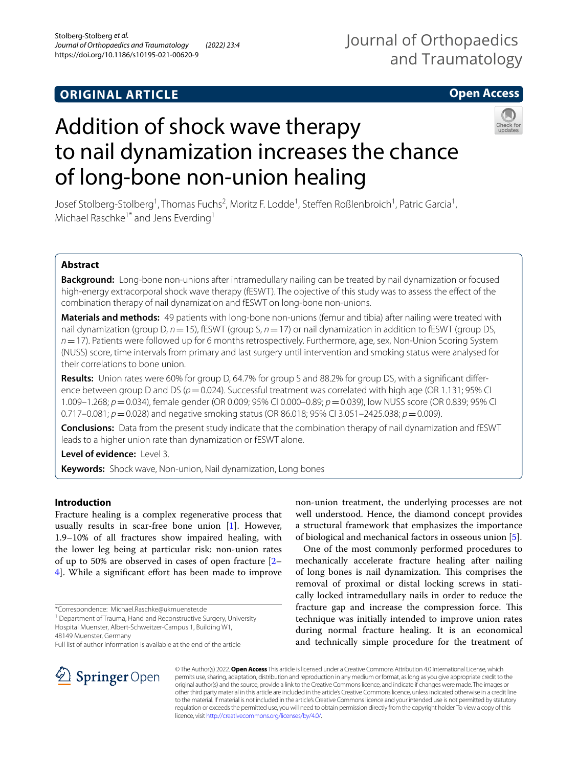## ORIGINAL ARTICLE

**Open Access**

# Addition of shock wave therapy to nail dynamization increases the chance of long-bone non-union healing

Josef Stolberg-Stolberg[1], Thomas Fuchs[2], Moritz F. Lodde[1], Steffen Roßlenbroich[1], Patric Garcia[1], Michael Raschke[1*] and Jens Everding[1]

## Abstract

**Background:** Long-bone non-unions after intramedullary nailing can be treated by nail dynamization or focused high-energy extracorporeal shock wave therapy (fESWT). The objective of this study was to assess the effect of the combination therapy of nail dynamization and fESWT on long-bone non-unions.

**Materials and methods:** 49 patients with long-bone non-unions (femur and tibia) after nailing were treated with nail dynamization (group D, $n = 15$), fESWT (group S, $n = 17$) or nail dynamization in addition to fESWT (group DS, $n = 17$). Patients were followed up for 6 months retrospectively. Furthermore, age, sex, Non-Union Scoring System (NUSS) score, time intervals from primary and last surgery until intervention and smoking status were analysed for their correlations to bone union.

**Results:** Union rates were 60% for group D, 64.7% for group S and 88.2% for group DS, with a significant difference between group D and DS ($p = 0.024$). Successful treatment was correlated with high age (OR 1.131; 95% CI 1.009–1.268; $p = 0.034$), female gender (OR 0.009; 95% CI 0.000–0.89; $p = 0.039$), low NUSS score (OR 0.839; 95% CI 0.717–0.081; $p = 0.028$) and negative smoking status (OR 86.018; 95% CI 3.051–2425.038; $p = 0.009$).

**Conclusions:** Data from the present study indicate that the combination therapy of nail dynamization and fESWT leads to a higher union rate than dynamization or fESWT alone.

**Level of evidence:** Level 3.

**Keywords:** Shock wave, Non-union, Nail dynamization, Long bones

## Introduction

Fracture healing is a complex regenerative process that usually results in scar-free bone union [1]. However, 1.9–10% of all fractures show impaired healing, with the lower leg being at particular risk: non-union rates of up to 50% are observed in cases of open fracture [2–4]. While a significant effort has been made to improve non-union treatment, the underlying processes are not well understood. Hence, the diamond concept provides a structural framework that emphasizes the importance of biological and mechanical factors in osseous union [5].

One of the most commonly performed procedures to mechanically accelerate fracture healing after nailing of long bones is nail dynamization. This comprises the removal of proximal or distal locking screws in statically locked intramedullary nails in order to reduce the fracture gap and increase the compression force. This technique was initially intended to improve union rates during normal fracture healing. It is an economical and technically simple procedure for the treatment of

*Correspondence: Michael.Raschke@ukmuenster.de
[1] Department of Trauma, Hand and Reconstructive Surgery, University Hospital Muenster, Albert-Schweitzer-Campus 1, Building W1, 48149 Muenster, Germany
Full list of author information is available at the end of the article

© The Author(s) 2022. **Open Access** This article is licensed under a Creative Commons Attribution 4.0 International License, which permits use, sharing, adaptation, distribution and reproduction in any medium or format, as long as you give appropriate credit to the original author(s) and the source, provide a link to the Creative Commons licence, and indicate if changes were made. The images or other third party material in this article are included in the article's Creative Commons licence, unless indicated otherwise in a credit line to the material. If material is not included in the article's Creative Commons licence and your intended use is not permitted by statutory regulation or exceeds the permitted use, you will need to obtain permission directly from the copyright holder. To view a copy of this licence, visit http://creativecommons.org/licenses/by/4.0/.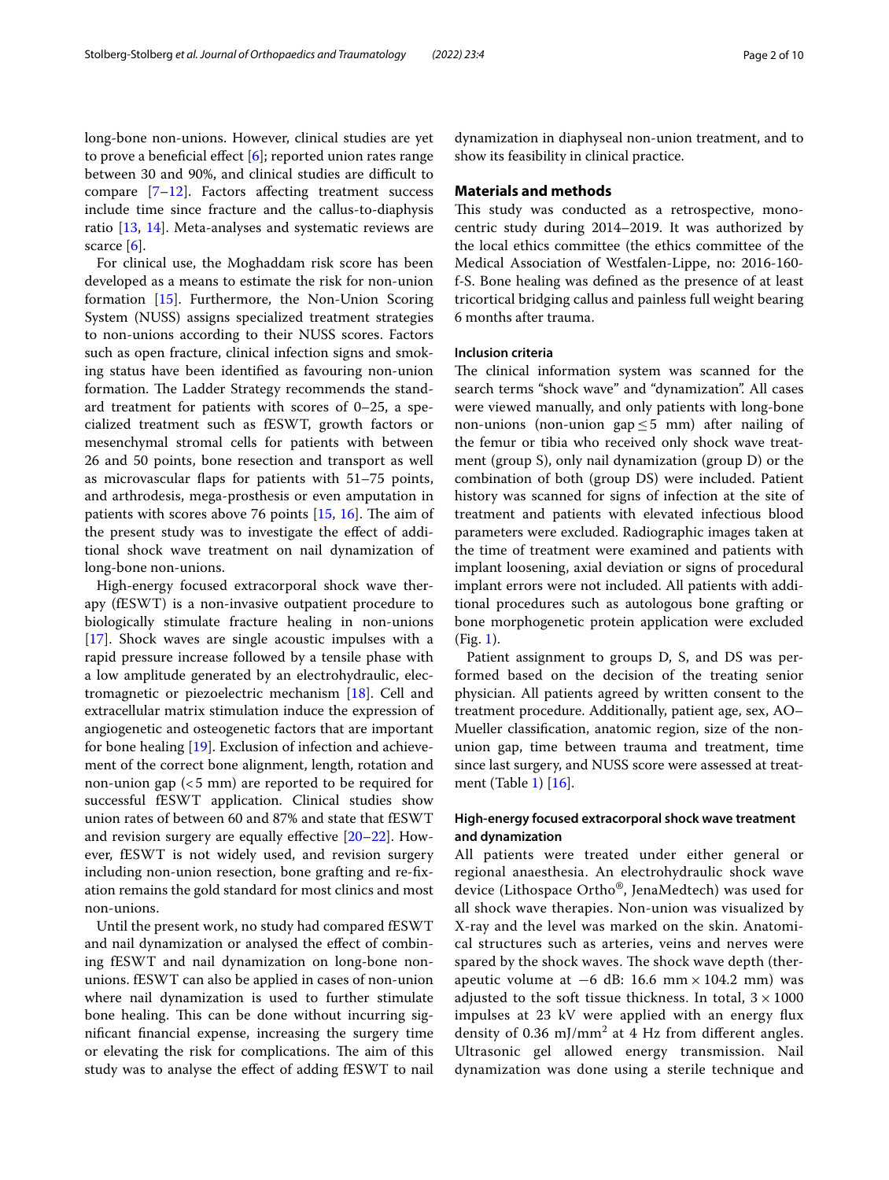long-bone non-unions. However, clinical studies are yet to prove a beneficial effect [6]; reported union rates range between 30 and 90%, and clinical studies are difficult to compare [7–12]. Factors affecting treatment success include time since fracture and the callus-to-diaphysis ratio [13, 14]. Meta-analyses and systematic reviews are scarce [6].

For clinical use, the Moghaddam risk score has been developed as a means to estimate the risk for non-union formation [15]. Furthermore, the Non-Union Scoring System (NUSS) assigns specialized treatment strategies to non-unions according to their NUSS scores. Factors such as open fracture, clinical infection signs and smoking status have been identified as favouring non-union formation. The Ladder Strategy recommends the standard treatment for patients with scores of 0–25, a specialized treatment such as fESWT, growth factors or mesenchymal stromal cells for patients with between 26 and 50 points, bone resection and transport as well as microvascular flaps for patients with 51–75 points, and arthrodesis, mega-prosthesis or even amputation in patients with scores above 76 points [15, 16]. The aim of the present study was to investigate the effect of additional shock wave treatment on nail dynamization of long-bone non-unions.

High-energy focused extracorporeal shock wave therapy (fESWT) is a non-invasive outpatient procedure to biologically stimulate fracture healing in non-unions [17]. Shock waves are single acoustic impulses with a rapid pressure increase followed by a tensile phase with a low amplitude generated by an electrohydraulic, electromagnetic or piezoelectric mechanism [18]. Cell and extracellular matrix stimulation induce the expression of angiogenetic and osteogenetic factors that are important for bone healing [19]. Exclusion of infection and achievement of the correct bone alignment, length, rotation and non-union gap (<5 mm) are reported to be required for successful fESWT application. Clinical studies show union rates of between 60 and 87% and state that fESWT and revision surgery are equally effective [20–22]. However, fESWT is not widely used, and revision surgery including non-union resection, bone grafting and re-fixation remains the gold standard for most clinics and most non-unions.

Until the present work, no study had compared fESWT and nail dynamization or analysed the effect of combining fESWT and nail dynamization on long-bone non-unions. fESWT can also be applied in cases of non-union where nail dynamization is used to further stimulate bone healing. This can be done without incurring significant financial expense, increasing the surgery time or elevating the risk for complications. The aim of this study was to analyse the effect of adding fESWT to nail dynamization in diaphyseal non-union treatment, and to show its feasibility in clinical practice.

## Materials and methods

This study was conducted as a retrospective, monocentric study during 2014–2019. It was authorized by the local ethics committee (the ethics committee of the Medical Association of Westfalen-Lippe, no: 2016-160-f-S. Bone healing was defined as the presence of at least tricortical bridging callus and painless full weight bearing 6 months after trauma.

### Inclusion criteria

The clinical information system was scanned for the search terms "shock wave" and "dynamization". All cases were viewed manually, and only patients with long-bone non-unions (non-union gap ≤ 5 mm) after nailing of the femur or tibia who received only shock wave treatment (group S), only nail dynamization (group D) or the combination of both (group DS) were included. Patient history was scanned for signs of infection at the site of treatment and patients with elevated infectious blood parameters were excluded. Radiographic images taken at the time of treatment were examined and patients with implant loosening, axial deviation or signs of procedural implant errors were not included. All patients with additional procedures such as autologous bone grafting or bone morphogenetic protein application were excluded (Fig. 1).

Patient assignment to groups D, S, and DS was performed based on the decision of the treating senior physician. All patients agreed by written consent to the treatment procedure. Additionally, patient age, sex, AO–Mueller classification, anatomic region, size of the non-union gap, time between trauma and treatment, time since last surgery, and NUSS score were assessed at treatment (Table 1) [16].

### High-energy focused extracorporeal shock wave treatment and dynamization

All patients were treated under either general or regional anaesthesia. An electrohydraulic shock wave device (Lithospace Ortho®, JenaMedtech) was used for all shock wave therapies. Non-union was visualized by X-ray and the level was marked on the skin. Anatomical structures such as arteries, veins and nerves were spared by the shock waves. The shock wave depth (therapeutic volume at −6 dB: 16.6 mm × 104.2 mm) was adjusted to the soft tissue thickness. In total, 3 × 1000 impulses at 23 kV were applied with an energy flux density of 0.36 mJ/mm$^2$ at 4 Hz from different angles. Ultrasonic gel allowed energy transmission. Nail dynamization was done using a sterile technique and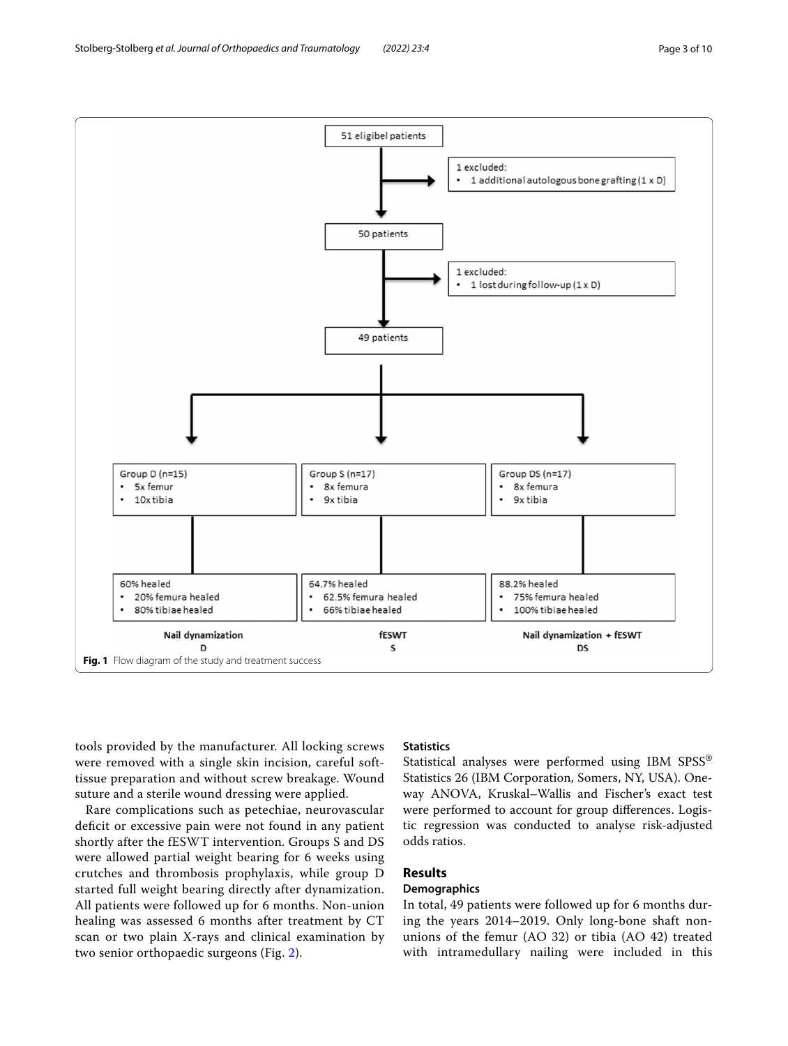51 eligibel patients

1 excluded:
- 1 additional autologous bone grafting (1 x D)

50 patients

1 excluded:
- 1 lost during follow-up (1 x D)

49 patients

| Group D (n=15) | Group S (n=17) | Group DS (n=17) |
| --- | --- | --- |
| 5x femur; 10x tibia | 8x femura; 9x tibia | 8x femura; 9x tibia |
| 60% healed; 20% femura healed; 80% tibiae healed | 64.7% healed; 62.5% femura healed; 66% tibiae healed | 88.2% healed; 75% femura healed; 100% tibiae healed |
| **Nail dynamization** D | **fESWT** S | **Nail dynamization + fESWT** DS |

**Fig. 1** Flow diagram of the study and treatment success

tools provided by the manufacturer. All locking screws were removed with a single skin incision, careful soft-tissue preparation and without screw breakage. Wound suture and a sterile wound dressing were applied.

Rare complications such as petechiae, neurovascular deficit or excessive pain were not found in any patient shortly after the fESWT intervention. Groups S and DS were allowed partial weight bearing for 6 weeks using crutches and thrombosis prophylaxis, while group D started full weight bearing directly after dynamization. All patients were followed up for 6 months. Non-union healing was assessed 6 months after treatment by CT scan or two plain X-rays and clinical examination by two senior orthopaedic surgeons (Fig. 2).

### Statistics

Statistical analyses were performed using IBM SPSS® Statistics 26 (IBM Corporation, Somers, NY, USA). One-way ANOVA, Kruskal–Wallis and Fischer's exact test were performed to account for group differences. Logistic regression was conducted to analyse risk-adjusted odds ratios.

## Results

### Demographics

In total, 49 patients were followed up for 6 months during the years 2014–2019. Only long-bone shaft non-unions of the femur (AO 32) or tibia (AO 42) treated with intramedullary nailing were included in this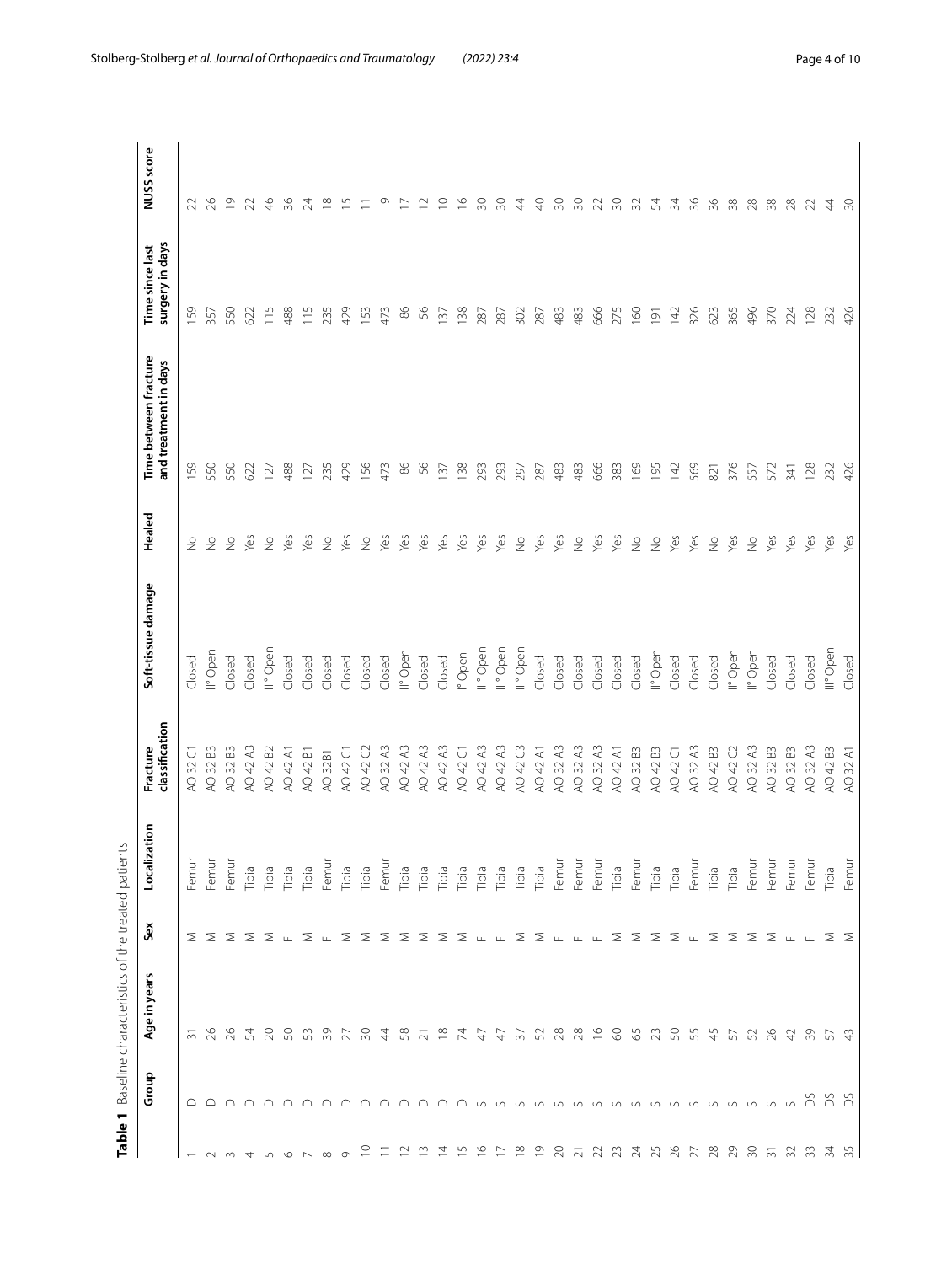**Table 1** Baseline characteristics of the treated patients

| | Group | Age in years | Sex | Localization | Fracture classification | Soft-tissue damage | Healed | Time between fracture and treatment in days | Time since last surgery in days | NUSS score |
|---|---|---|---|---|---|---|---|---|---|---|
| 1 | D | 31 | M | Femur | AO 32 C1 | Closed | No | 159 | 159 | 22 |
| 2 | D | 26 | M | Femur | AO 32 B3 | II° Open | No | 550 | 357 | 26 |
| 3 | D | 26 | M | Femur | AO 32 B3 | Closed | No | 550 | 550 | 19 |
| 4 | D | 54 | M | Tibia | AO 42 A3 | Closed | Yes | 622 | 622 | 22 |
| 5 | D | 20 | M | Tibia | AO 42 B2 | III° Open | No | 127 | 115 | 46 |
| 6 | D | 50 | F | Tibia | AO 42 A1 | Closed | Yes | 488 | 488 | 36 |
| 7 | D | 53 | M | Tibia | AO 42 B1 | Closed | Yes | 127 | 115 | 24 |
| 8 | D | 39 | F | Femur | AO 32B1 | Closed | No | 235 | 235 | 18 |
| 9 | D | 27 | M | Tibia | AO 42 C1 | Closed | Yes | 429 | 429 | 15 |
| 10 | D | 30 | M | Tibia | AO 42 C2 | Closed | No | 156 | 153 | 11 |
| 11 | D | 44 | M | Femur | AO 32 A3 | Closed | Yes | 473 | 473 | 9 |
| 12 | D | 58 | M | Tibia | AO 42 A3 | II° Open | Yes | 86 | 86 | 17 |
| 13 | D | 21 | M | Tibia | AO 42 A3 | Closed | Yes | 56 | 56 | 12 |
| 14 | D | 18 | M | Tibia | AO 42 A3 | Closed | Yes | 137 | 137 | 10 |
| 15 | D | 74 | M | Tibia | AO 42 C1 | I° Open | Yes | 138 | 138 | 16 |
| 16 | S | 47 | F | Tibia | AO 42 A3 | III° Open | Yes | 293 | 287 | 30 |
| 17 | S | 47 | F | Tibia | AO 42 A3 | III° Open | Yes | 293 | 287 | 30 |
| 18 | S | 37 | M | Tibia | AO 42 C3 | III° Open | No | 297 | 302 | 44 |
| 19 | S | 52 | M | Tibia | AO 42 A1 | Closed | Yes | 287 | 287 | 40 |
| 20 | S | 28 | F | Femur | AO 32 A3 | Closed | Yes | 483 | 483 | 30 |
| 21 | S | 28 | F | Femur | AO 32 A3 | Closed | No | 483 | 483 | 30 |
| 22 | S | 16 | F | Femur | AO 32 A3 | Closed | Yes | 666 | 666 | 22 |
| 23 | S | 60 | M | Tibia | AO 42 A1 | Closed | Yes | 383 | 275 | 30 |
| 24 | S | 65 | M | Femur | AO 32 B3 | Closed | No | 169 | 160 | 32 |
| 25 | S | 23 | M | Tibia | AO 42 B3 | II° Open | No | 195 | 191 | 54 |
| 26 | S | 50 | M | Tibia | AO 42 C1 | Closed | Yes | 142 | 142 | 34 |
| 27 | S | 55 | F | Femur | AO 32 A3 | Closed | Yes | 569 | 326 | 36 |
| 28 | S | 45 | M | Tibia | AO 42 B3 | Closed | No | 821 | 623 | 36 |
| 29 | S | 57 | M | Tibia | AO 42 C2 | II° Open | Yes | 376 | 365 | 38 |
| 30 | S | 52 | M | Femur | AO 32 A3 | II° Open | No | 557 | 496 | 28 |
| 31 | S | 26 | M | Femur | AO 32 B3 | Closed | Yes | 572 | 370 | 38 |
| 32 | S | 42 | F | Femur | AO 32 B3 | Closed | Yes | 341 | 224 | 28 |
| 33 | DS | 39 | F | Femur | AO 32 A3 | Closed | Yes | 128 | 128 | 22 |
| 34 | DS | 57 | M | Tibia | AO 42 B3 | III° Open | Yes | 232 | 232 | 44 |
| 35 | DS | 43 | M | Femur | AO 32 A1 | Closed | Yes | 426 | 426 | 30 |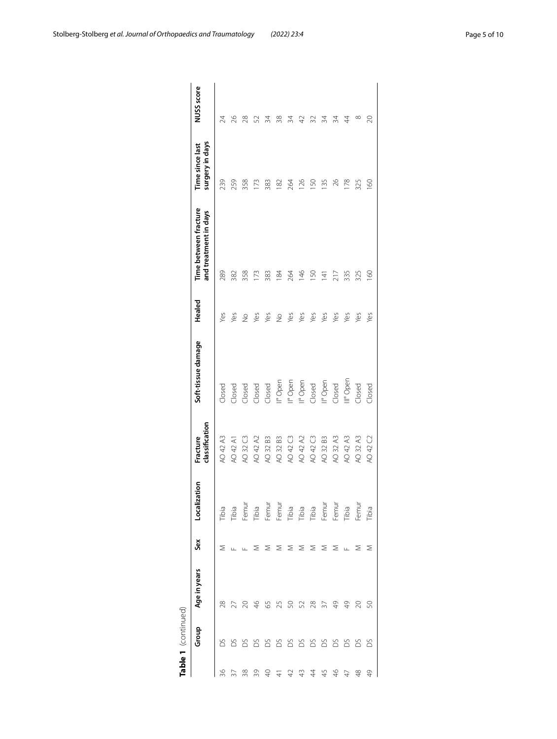**Table 1** (continued)

| | Group | Age in years | Sex | Localization | Fracture classification | Soft-tissue damage | Healed | Time between fracture and treatment in days | Time since last surgery in days | NUSS score |
|---|---|---|---|---|---|---|---|---|---|---|
| 36 | DS | 28 | M | Tibia | AO 42 A3 | Closed | Yes | 289 | 239 | 24 |
| 37 | DS | 27 | F | Tibia | AO 42 A1 | Closed | Yes | 382 | 259 | 26 |
| 38 | DS | 20 | F | Femur | AO 32 C3 | Closed | No | 358 | 358 | 28 |
| 39 | DS | 46 | M | Tibia | AO 42 A2 | Closed | Yes | 173 | 173 | 52 |
| 40 | DS | 65 | M | Femur | AO 32 B3 | Closed | Yes | 383 | 383 | 34 |
| 41 | DS | 25 | M | Femur | AO 32 B3 | I° Open | No | 184 | 182 | 38 |
| 42 | DS | 50 | M | Tibia | AO 42 C3 | II° Open | Yes | 264 | 264 | 34 |
| 43 | DS | 52 | M | Tibia | AO 42 A2 | II° Open | Yes | 146 | 126 | 42 |
| 44 | DS | 28 | M | Tibia | AO 42 C3 | Closed | Yes | 150 | 150 | 32 |
| 45 | DS | 37 | M | Femur | AO 32 B3 | II° Open | Yes | 141 | 135 | 34 |
| 46 | DS | 49 | M | Femur | AO 32 A3 | Closed | Yes | 217 | 26 | 34 |
| 47 | DS | 49 | F | Tibia | AO 42 A3 | III° Open | Yes | 335 | 178 | 44 |
| 48 | DS | 20 | M | Femur | AO 32 A3 | Closed | Yes | 325 | 325 | 8 |
| 49 | DS | 50 | M | Tibia | AO 42 C2 | Closed | Yes | 160 | 160 | 20 |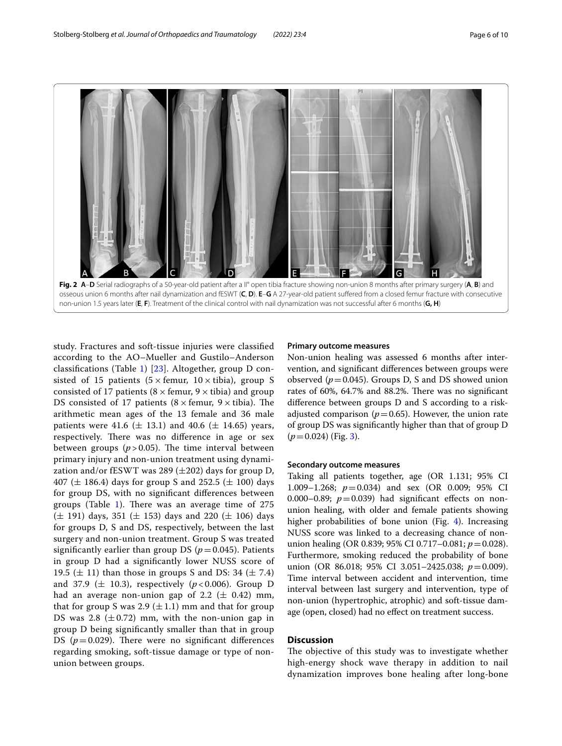**Fig. 2** **A**–**D** Serial radiographs of a 50-year-old patient after a II° open tibia fracture showing non-union 8 months after primary surgery (**A**, **B**) and osseous union 6 months after nail dynamization and fESWT (**C**, **D**). **E**–**G** A 27-year-old patient suffered from a closed femur fracture with consecutive non-union 1.5 years later (**E**, **F**). Treatment of the clinical control with nail dynamization was not successful after 6 months (**G, H**)

study. Fractures and soft-tissue injuries were classified according to the AO–Mueller and Gustilo–Anderson classifications (Table 1) [23]. Altogether, group D consisted of 15 patients ($5 \times$ femur, $10 \times$ tibia), group S consisted of 17 patients ($8 \times$ femur, $9 \times$ tibia) and group DS consisted of 17 patients ($8 \times$ femur, $9 \times$ tibia). The arithmetic mean ages of the 13 female and 36 male patients were 41.6 ($\pm$ 13.1) and 40.6 ($\pm$ 14.65) years, respectively. There was no difference in age or sex between groups ($p > 0.05$). The time interval between primary injury and non-union treatment using dynamization and/or fESWT was 289 ($\pm$202) days for group D, 407 ($\pm$ 186.4) days for group S and 252.5 ($\pm$ 100) days for group DS, with no significant differences between groups (Table 1). There was an average time of 275 ($\pm$ 191) days, 351 ($\pm$ 153) days and 220 ($\pm$ 106) days for groups D, S and DS, respectively, between the last surgery and non-union treatment. Group S was treated significantly earlier than group DS ($p = 0.045$). Patients in group D had a significantly lower NUSS score of 19.5 ($\pm$ 11) than those in groups S and DS: 34 ($\pm$ 7.4) and 37.9 ($\pm$ 10.3), respectively ($p < 0.006$). Group D had an average non-union gap of 2.2 ($\pm$ 0.42) mm, that for group S was 2.9 ($\pm$1.1) mm and that for group DS was 2.8 ($\pm$0.72) mm, with the non-union gap in group D being significantly smaller than that in group DS ($p = 0.029$). There were no significant differences regarding smoking, soft-tissue damage or type of non-union between groups.

### Primary outcome measures

Non-union healing was assessed 6 months after intervention, and significant differences between groups were observed ($p = 0.045$). Groups D, S and DS showed union rates of 60%, 64.7% and 88.2%. There was no significant difference between groups D and S according to a risk-adjusted comparison ($p = 0.65$). However, the union rate of group DS was significantly higher than that of group D ($p = 0.024$) (Fig. 3).

### Secondary outcome measures

Taking all patients together, age (OR 1.131; 95% CI 1.009–1.268; $p = 0.034$) and sex (OR 0.009; 95% CI 0.000–0.89; $p = 0.039$) had significant effects on non-union healing, with older and female patients showing higher probabilities of bone union (Fig. 4). Increasing NUSS score was linked to a decreasing chance of non-union healing (OR 0.839; 95% CI 0.717–0.081; $p = 0.028$). Furthermore, smoking reduced the probability of bone union (OR 86.018; 95% CI 3.051–2425.038; $p = 0.009$). Time interval between accident and intervention, time interval between last surgery and intervention, type of non-union (hypertrophic, atrophic) and soft-tissue damage (open, closed) had no effect on treatment success.

## Discussion

The objective of this study was to investigate whether high-energy shock wave therapy in addition to nail dynamization improves bone healing after long-bone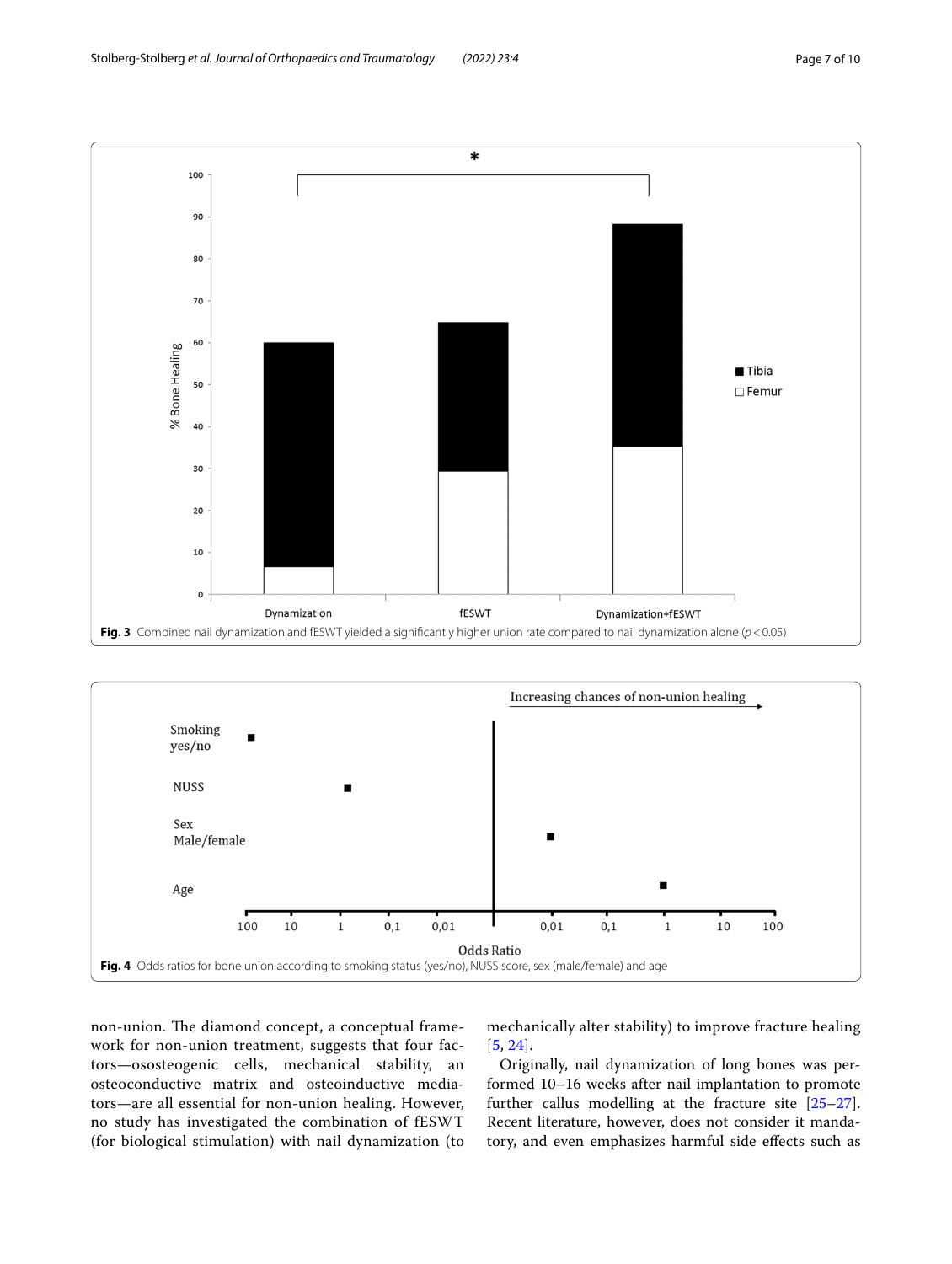**Fig. 3** Combined nail dynamization and fESWT yielded a significantly higher union rate compared to nail dynamization alone ($p < 0.05$)

**Fig. 4** Odds ratios for bone union according to smoking status (yes/no), NUSS score, sex (male/female) and age

non-union. The diamond concept, a conceptual framework for non-union treatment, suggests that four factors—ososteogenic cells, mechanical stability, an osteoconductive matrix and osteoinductive mediators—are all essential for non-union healing. However, no study has investigated the combination of fESWT (for biological stimulation) with nail dynamization (to mechanically alter stability) to improve fracture healing [5, 24].

Originally, nail dynamization of long bones was performed 10–16 weeks after nail implantation to promote further callus modelling at the fracture site [25–27]. Recent literature, however, does not consider it mandatory, and even emphasizes harmful side effects such as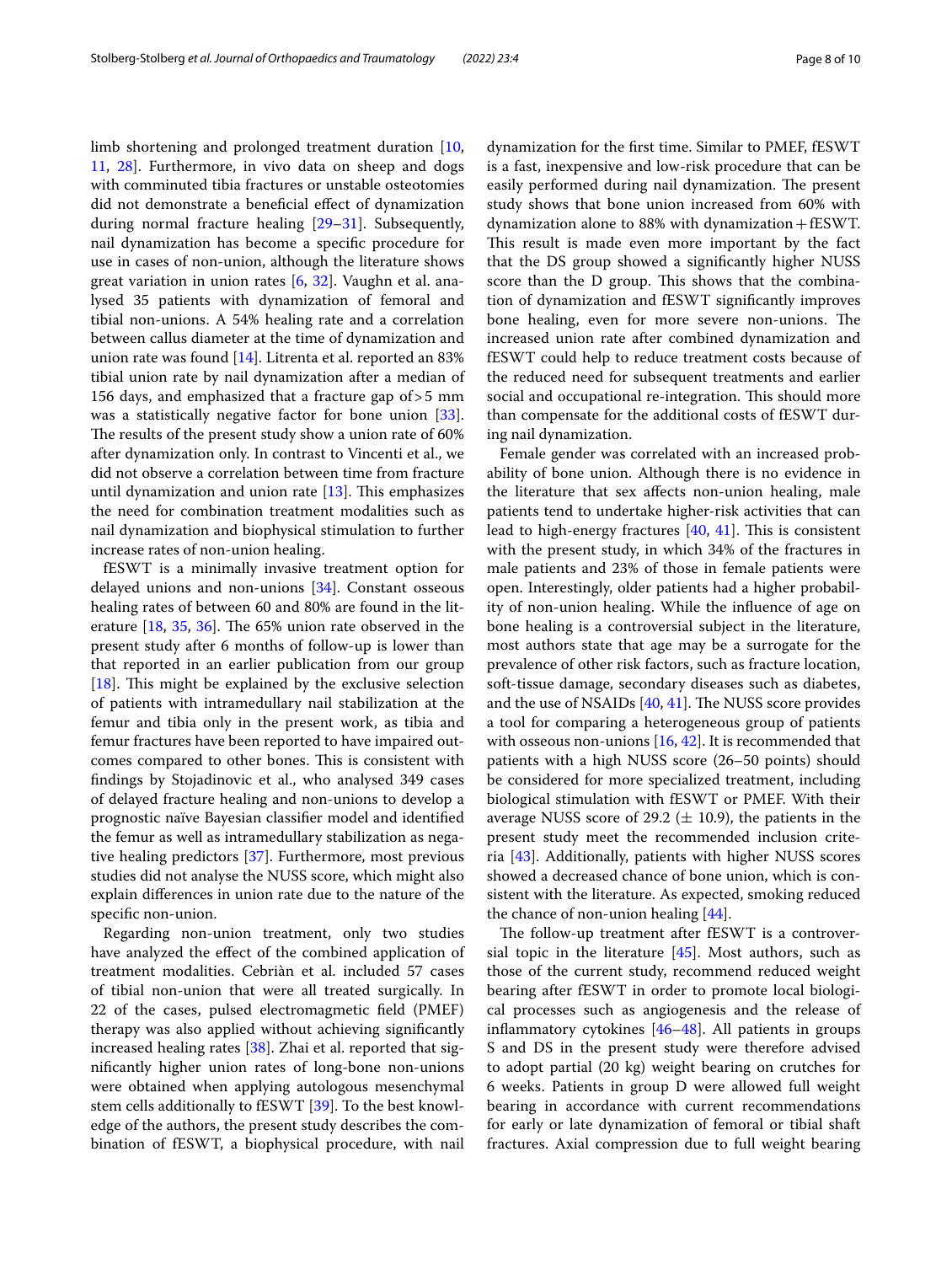limb shortening and prolonged treatment duration [10, 11, 28]. Furthermore, in vivo data on sheep and dogs with comminuted tibia fractures or unstable osteotomies did not demonstrate a beneficial effect of dynamization during normal fracture healing [29–31]. Subsequently, nail dynamization has become a specific procedure for use in cases of non-union, although the literature shows great variation in union rates [6, 32]. Vaughn et al. analysed 35 patients with dynamization of femoral and tibial non-unions. A 54% healing rate and a correlation between callus diameter at the time of dynamization and union rate was found [14]. Litrenta et al. reported an 83% tibial union rate by nail dynamization after a median of 156 days, and emphasized that a fracture gap of > 5 mm was a statistically negative factor for bone union [33]. The results of the present study show a union rate of 60% after dynamization only. In contrast to Vincenti et al., we did not observe a correlation between time from fracture until dynamization and union rate [13]. This emphasizes the need for combination treatment modalities such as nail dynamization and biophysical stimulation to further increase rates of non-union healing.

fESWT is a minimally invasive treatment option for delayed unions and non-unions [34]. Constant osseous healing rates of between 60 and 80% are found in the literature [18, 35, 36]. The 65% union rate observed in the present study after 6 months of follow-up is lower than that reported in an earlier publication from our group [18]. This might be explained by the exclusive selection of patients with intramedullary nail stabilization at the femur and tibia only in the present work, as tibia and femur fractures have been reported to have impaired outcomes compared to other bones. This is consistent with findings by Stojadinovic et al., who analysed 349 cases of delayed fracture healing and non-unions to develop a prognostic naïve Bayesian classifier model and identified the femur as well as intramedullary stabilization as negative healing predictors [37]. Furthermore, most previous studies did not analyse the NUSS score, which might also explain differences in union rate due to the nature of the specific non-union.

Regarding non-union treatment, only two studies have analyzed the effect of the combined application of treatment modalities. Cebrián et al. included 57 cases of tibial non-union that were all treated surgically. In 22 of the cases, pulsed electromagmetic field (PMEF) therapy was also applied without achieving significantly increased healing rates [38]. Zhai et al. reported that significantly higher union rates of long-bone non-unions were obtained when applying autologous mesenchymal stem cells additionally to fESWT [39]. To the best knowledge of the authors, the present study describes the combination of fESWT, a biophysical procedure, with nail dynamization for the first time. Similar to PMEF, fESWT is a fast, inexpensive and low-risk procedure that can be easily performed during nail dynamization. The present study shows that bone union increased from 60% with dynamization alone to 88% with dynamization + fESWT. This result is made even more important by the fact that the DS group showed a significantly higher NUSS score than the D group. This shows that the combination of dynamization and fESWT significantly improves bone healing, even for more severe non-unions. The increased union rate after combined dynamization and fESWT could help to reduce treatment costs because of the reduced need for subsequent treatments and earlier social and occupational re-integration. This should more than compensate for the additional costs of fESWT during nail dynamization.

Female gender was correlated with an increased probability of bone union. Although there is no evidence in the literature that sex affects non-union healing, male patients tend to undertake higher-risk activities that can lead to high-energy fractures [40, 41]. This is consistent with the present study, in which 34% of the fractures in male patients and 23% of those in female patients were open. Interestingly, older patients had a higher probability of non-union healing. While the influence of age on bone healing is a controversial subject in the literature, most authors state that age may be a surrogate for the prevalence of other risk factors, such as fracture location, soft-tissue damage, secondary diseases such as diabetes, and the use of NSAIDs [40, 41]. The NUSS score provides a tool for comparing a heterogeneous group of patients with osseous non-unions [16, 42]. It is recommended that patients with a high NUSS score (26–50 points) should be considered for more specialized treatment, including biological stimulation with fESWT or PMEF. With their average NUSS score of 29.2 (± 10.9), the patients in the present study meet the recommended inclusion criteria [43]. Additionally, patients with higher NUSS scores showed a decreased chance of bone union, which is consistent with the literature. As expected, smoking reduced the chance of non-union healing [44].

The follow-up treatment after fESWT is a controversial topic in the literature [45]. Most authors, such as those of the current study, recommend reduced weight bearing after fESWT in order to promote local biological processes such as angiogenesis and the release of inflammatory cytokines [46–48]. All patients in groups S and DS in the present study were therefore advised to adopt partial (20 kg) weight bearing on crutches for 6 weeks. Patients in group D were allowed full weight bearing in accordance with current recommendations for early or late dynamization of femoral or tibial shaft fractures. Axial compression due to full weight bearing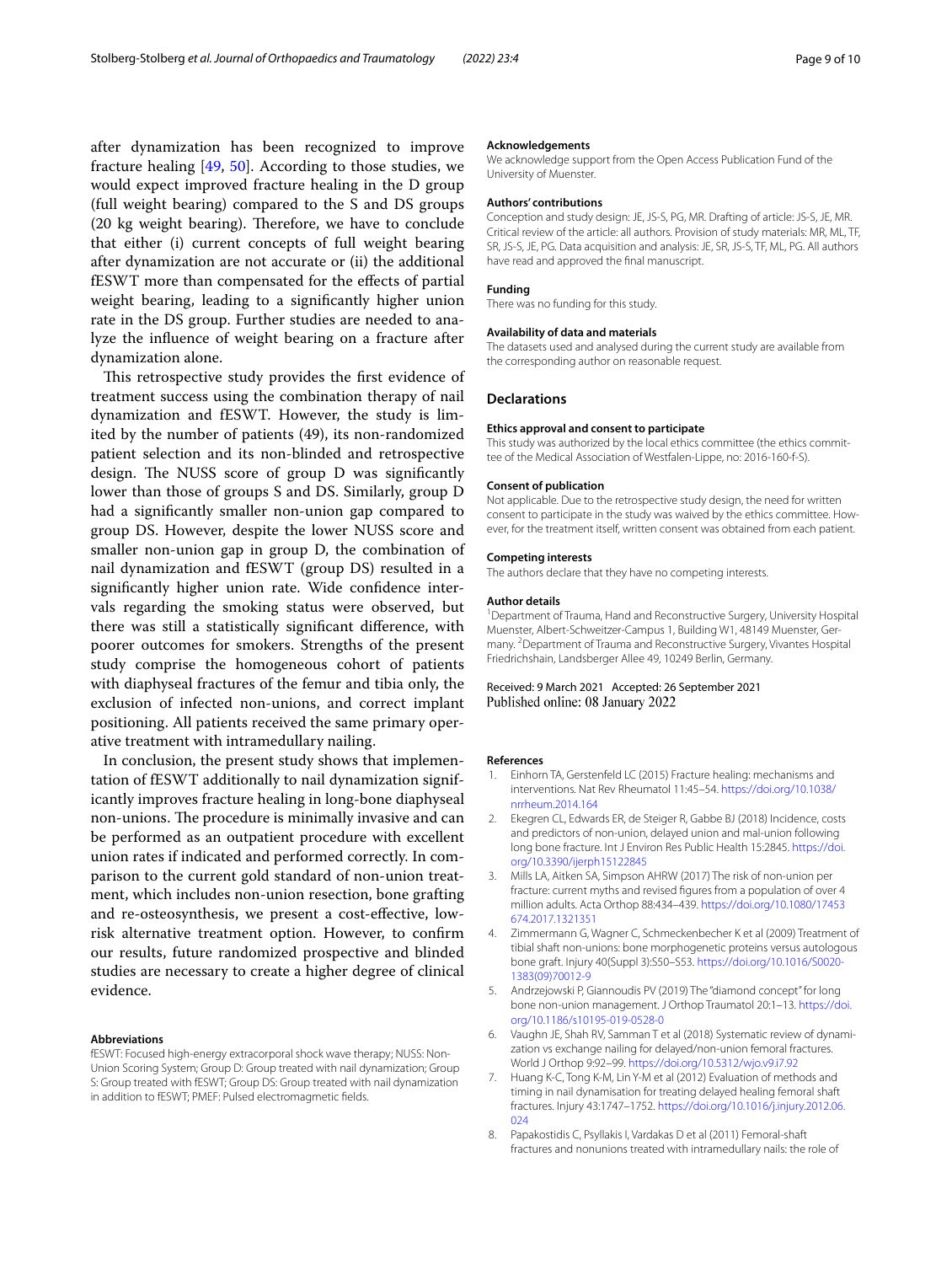after dynamization has been recognized to improve fracture healing [49, 50]. According to those studies, we would expect improved fracture healing in the D group (full weight bearing) compared to the S and DS groups (20 kg weight bearing). Therefore, we have to conclude that either (i) current concepts of full weight bearing after dynamization are not accurate or (ii) the additional fESWT more than compensated for the effects of partial weight bearing, leading to a significantly higher union rate in the DS group. Further studies are needed to analyze the influence of weight bearing on a fracture after dynamization alone.

This retrospective study provides the first evidence of treatment success using the combination therapy of nail dynamization and fESWT. However, the study is limited by the number of patients (49), its non-randomized patient selection and its non-blinded and retrospective design. The NUSS score of group D was significantly lower than those of groups S and DS. Similarly, group D had a significantly smaller non-union gap compared to group DS. However, despite the lower NUSS score and smaller non-union gap in group D, the combination of nail dynamization and fESWT (group DS) resulted in a significantly higher union rate. Wide confidence intervals regarding the smoking status were observed, but there was still a statistically significant difference, with poorer outcomes for smokers. Strengths of the present study comprise the homogeneous cohort of patients with diaphyseal fractures of the femur and tibia only, the exclusion of infected non-unions, and correct implant positioning. All patients received the same primary operative treatment with intramedullary nailing.

In conclusion, the present study shows that implementation of fESWT additionally to nail dynamization significantly improves fracture healing in long-bone diaphyseal non-unions. The procedure is minimally invasive and can be performed as an outpatient procedure with excellent union rates if indicated and performed correctly. In comparison to the current gold standard of non-union treatment, which includes non-union resection, bone grafting and re-osteosynthesis, we present a cost-effective, low-risk alternative treatment option. However, to confirm our results, future randomized prospective and blinded studies are necessary to create a higher degree of clinical evidence.

#### Abbreviations

fESWT: Focused high-energy extracorporal shock wave therapy; NUSS: Non-Union Scoring System; Group D: Group treated with nail dynamization; Group S: Group treated with fESWT; Group DS: Group treated with nail dynamization in addition to fESWT; PMEF: Pulsed electromagnetic fields.

#### Acknowledgements

We acknowledge support from the Open Access Publication Fund of the University of Muenster.

#### Authors' contributions

Conception and study design: JE, JS-S, PG, MR. Drafting of article: JS-S, JE, MR. Critical review of the article: all authors. Provision of study materials: MR, ML, TF, SR, JS-S, JE, PG. Data acquisition and analysis: JE, SR, JS-S, TF, ML, PG. All authors have read and approved the final manuscript.

#### Funding

There was no funding for this study.

#### Availability of data and materials

The datasets used and analysed during the current study are available from the corresponding author on reasonable request.

### Declarations

#### Ethics approval and consent to participate

This study was authorized by the local ethics committee (the ethics committee of the Medical Association of Westfalen-Lippe, no: 2016-160-f-S).

#### Consent of publication

Not applicable. Due to the retrospective study design, the need for written consent to participate in the study was waived by the ethics committee. However, for the treatment itself, written consent was obtained from each patient.

#### Competing interests

The authors declare that they have no competing interests.

#### Author details

[1]Department of Trauma, Hand and Reconstructive Surgery, University Hospital Muenster, Albert-Schweitzer-Campus 1, Building W1, 48149 Muenster, Germany. [2]Department of Trauma and Reconstructive Surgery, Vivantes Hospital Friedrichshain, Landsberger Allee 49, 10249 Berlin, Germany.

Received: 9 March 2021 Accepted: 26 September 2021
Published online: 08 January 2022

#### References

1. Einhorn TA, Gerstenfeld LC (2015) Fracture healing: mechanisms and interventions. Nat Rev Rheumatol 11:45–54. https://doi.org/10.1038/nrrheum.2014.164
2. Ekegren CL, Edwards ER, de Steiger R, Gabbe BJ (2018) Incidence, costs and predictors of non-union, delayed union and mal-union following long bone fracture. Int J Environ Res Public Health 15:2845. https://doi.org/10.3390/ijerph15122845
3. Mills LA, Aitken SA, Simpson AHRW (2017) The risk of non-union per fracture: current myths and revised figures from a population of over 4 million adults. Acta Orthop 88:434–439. https://doi.org/10.1080/17453674.2017.1321351
4. Zimmermann G, Wagner C, Schmeckenbecher K et al (2009) Treatment of tibial shaft non-unions: bone morphogenetic proteins versus autologous bone graft. Injury 40(Suppl 3):S50–S53. https://doi.org/10.1016/S0020-1383(09)70012-9
5. Andrzejowski P, Giannoudis PV (2019) The "diamond concept" for long bone non-union management. J Orthop Traumatol 20:1–13. https://doi.org/10.1186/s10195-019-0528-0
6. Vaughn JE, Shah RV, Samman T et al (2018) Systematic review of dynamization vs exchange nailing for delayed/non-union femoral fractures. World J Orthop 9:92–99. https://doi.org/10.5312/wjo.v9.i7.92
7. Huang K-C, Tong K-M, Lin Y-M et al (2012) Evaluation of methods and timing in nail dynamisation for treating delayed healing femoral shaft fractures. Injury 43:1747–1752. https://doi.org/10.1016/j.injury.2012.06.024
8. Papakostidis C, Psyllakis I, Vardakas D et al (2011) Femoral-shaft fractures and nonunions treated with intramedullary nails: the role of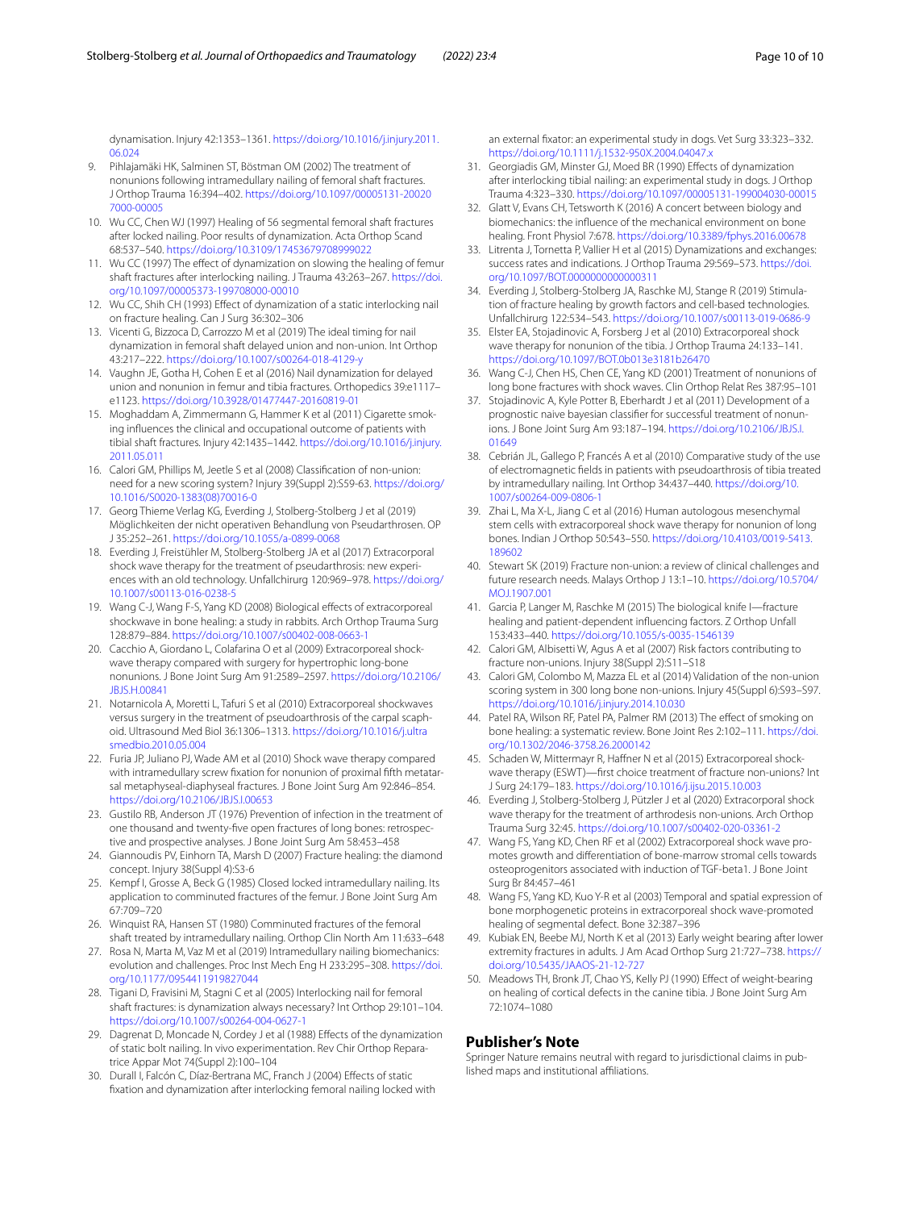dynamisation. Injury 42:1353–1361. https://doi.org/10.1016/j.injury.2011.06.024

9. Pihlajamäki HK, Salminen ST, Böstman OM (2002) The treatment of nonunions following intramedullary nailing of femoral shaft fractures. J Orthop Trauma 16:394–402. https://doi.org/10.1097/00005131-200207000-00005
10. Wu CC, Chen WJ (1997) Healing of 56 segmental femoral shaft fractures after locked nailing. Poor results of dynamization. Acta Orthop Scand 68:537–540. https://doi.org/10.3109/17453679708999022
11. Wu CC (1997) The effect of dynamization on slowing the healing of femur shaft fractures after interlocking nailing. J Trauma 43:263–267. https://doi.org/10.1097/00005373-199708000-00010
12. Wu CC, Shih CH (1993) Effect of dynamization of a static interlocking nail on fracture healing. Can J Surg 36:302–306
13. Vicenti G, Bizzoca D, Carrozzo M et al (2019) The ideal timing for nail dynamization in femoral shaft delayed union and non-union. Int Orthop 43:217–222. https://doi.org/10.1007/s00264-018-4129-y
14. Vaughn JE, Gotha H, Cohen E et al (2016) Nail dynamization for delayed union and nonunion in femur and tibia fractures. Orthopedics 39:e1117–e1123. https://doi.org/10.3928/01477447-20160819-01
15. Moghaddam A, Zimmermann G, Hammer K et al (2011) Cigarette smoking influences the clinical and occupational outcome of patients with tibial shaft fractures. Injury 42:1435–1442. https://doi.org/10.1016/j.injury.2011.05.011
16. Calori GM, Phillips M, Jeetle S et al (2008) Classification of non-union: need for a new scoring system? Injury 39(Suppl 2):S59-63. https://doi.org/10.1016/S0020-1383(08)70016-0
17. Georg Thieme Verlag KG, Everding J, Stolberg-Stolberg J et al (2019) Möglichkeiten der nicht operativen Behandlung von Pseudarthrosen. OP J 35:252–261. https://doi.org/10.1055/a-0899-0068
18. Everding J, Freistühler M, Stolberg-Stolberg JA et al (2017) Extracorporal shock wave therapy for the treatment of pseudarthrosis: new experiences with an old technology. Unfallchirurg 120:969–978. https://doi.org/10.1007/s00113-016-0238-5
19. Wang C-J, Wang F-S, Yang KD (2008) Biological effects of extracorporeal shockwave in bone healing: a study in rabbits. Arch Orthop Trauma Surg 128:879–884. https://doi.org/10.1007/s00402-008-0663-1
20. Cacchio A, Giordano L, Colafarina O et al (2009) Extracorporeal shock-wave therapy compared with surgery for hypertrophic long-bone nonunions. J Bone Joint Surg Am 91:2589–2597. https://doi.org/10.2106/JBJS.H.00841
21. Notarnicola A, Moretti L, Tafuri S et al (2010) Extracorporeal shockwaves versus surgery in the treatment of pseudoarthrosis of the carpal scaphoid. Ultrasound Med Biol 36:1306–1313. https://doi.org/10.1016/j.ultrasmedbio.2010.05.004
22. Furia JP, Juliano PJ, Wade AM et al (2010) Shock wave therapy compared with intramedullary screw fixation for nonunion of proximal fifth metatarsal metaphyseal-diaphyseal fractures. J Bone Joint Surg Am 92:846–854. https://doi.org/10.2106/JBJS.I.00653
23. Gustilo RB, Anderson JT (1976) Prevention of infection in the treatment of one thousand and twenty-five open fractures of long bones: retrospective and prospective analyses. J Bone Joint Surg Am 58:453–458
24. Giannoudis PV, Einhorn TA, Marsh D (2007) Fracture healing: the diamond concept. Injury 38(Suppl 4):S3-6
25. Kempf I, Grosse A, Beck G (1985) Closed locked intramedullary nailing. Its application to comminuted fractures of the femur. J Bone Joint Surg Am 67:709–720
26. Winquist RA, Hansen ST (1980) Comminuted fractures of the femoral shaft treated by intramedullary nailing. Orthop Clin North Am 11:633–648
27. Rosa N, Marta M, Vaz M et al (2019) Intramedullary nailing biomechanics: evolution and challenges. Proc Inst Mech Eng H 233:295–308. https://doi.org/10.1177/0954411919827044
28. Tigani D, Fravisini M, Stagni C et al (2005) Interlocking nail for femoral shaft fractures: is dynamization always necessary? Int Orthop 29:101–104. https://doi.org/10.1007/s00264-004-0627-1
29. Dagrenat D, Moncade N, Cordey J et al (1988) Effects of the dynamization of static bolt nailing. In vivo experimentation. Rev Chir Orthop Reparatrice Appar Mot 74(Suppl 2):100–104
30. Durall I, Falcón C, Díaz-Bertrana MC, Franch J (2004) Effects of static fixation and dynamization after interlocking femoral nailing locked with an external fixator: an experimental study in dogs. Vet Surg 33:323–332. https://doi.org/10.1111/j.1532-950X.2004.04047.x
31. Georgiadis GM, Minster GJ, Moed BR (1990) Effects of dynamization after interlocking tibial nailing: an experimental study in dogs. J Orthop Trauma 4:323–330. https://doi.org/10.1097/00005131-199004030-00015
32. Glatt V, Evans CH, Tetsworth K (2016) A concert between biology and biomechanics: the influence of the mechanical environment on bone healing. Front Physiol 7:678. https://doi.org/10.3389/fphys.2016.00678
33. Litrenta J, Tornetta P, Vallier H et al (2015) Dynamizations and exchanges: success rates and indications. J Orthop Trauma 29:569–573. https://doi.org/10.1097/BOT.0000000000000311
34. Everding J, Stolberg-Stolberg JA, Raschke MJ, Stange R (2019) Stimulation of fracture healing by growth factors and cell-based technologies. Unfallchirurg 122:534–543. https://doi.org/10.1007/s00113-019-0686-9
35. Elster EA, Stojadinovic A, Forsberg J et al (2010) Extracorporeal shock wave therapy for nonunion of the tibia. J Orthop Trauma 24:133–141. https://doi.org/10.1097/BOT.0b013e3181b26470
36. Wang C-J, Chen HS, Chen CE, Yang KD (2001) Treatment of nonunions of long bone fractures with shock waves. Clin Orthop Relat Res 387:95–101
37. Stojadinovic A, Kyle Potter B, Eberhardt J et al (2011) Development of a prognostic naive bayesian classifier for successful treatment of nonunions. J Bone Joint Surg Am 93:187–194. https://doi.org/10.2106/JBJS.I.01649
38. Cebrián JL, Gallego P, Francés A et al (2010) Comparative study of the use of electromagnetic fields in patients with pseudoarthrosis of tibia treated by intramedullary nailing. Int Orthop 34:437–440. https://doi.org/10.1007/s00264-009-0806-1
39. Zhai L, Ma X-L, Jiang C et al (2016) Human autologous mesenchymal stem cells with extracorporeal shock wave therapy for nonunion of long bones. Indian J Orthop 50:543–550. https://doi.org/10.4103/0019-5413.189602
40. Stewart SK (2019) Fracture non-union: a review of clinical challenges and future research needs. Malays Orthop J 13:1–10. https://doi.org/10.5704/MOJ.1907.001
41. Garcia P, Langer M, Raschke M (2015) The biological knife I—fracture healing and patient-dependent influencing factors. Z Orthop Unfall 153:433–440. https://doi.org/10.1055/s-0035-1546139
42. Calori GM, Albisetti W, Agus A et al (2007) Risk factors contributing to fracture non-unions. Injury 38(Suppl 2):S11–S18
43. Calori GM, Colombo M, Mazza EL et al (2014) Validation of the non-union scoring system in 300 long bone non-unions. Injury 45(Suppl 6):S93–S97. https://doi.org/10.1016/j.injury.2014.10.030
44. Patel RA, Wilson RF, Patel PA, Palmer RM (2013) The effect of smoking on bone healing: a systematic review. Bone Joint Res 2:102–111. https://doi.org/10.1302/2046-3758.26.2000142
45. Schaden W, Mittermayr R, Haffner N et al (2015) Extracorporeal shockwave therapy (ESWT)—first choice treatment of fracture non-unions? Int J Surg 24:179–183. https://doi.org/10.1016/j.ijsu.2015.10.003
46. Everding J, Stolberg-Stolberg J, Pützler J et al (2020) Extracorporal shock wave therapy for the treatment of arthrodesis non-unions. Arch Orthop Trauma Surg 32:45. https://doi.org/10.1007/s00402-020-03361-2
47. Wang FS, Yang KD, Chen RF et al (2002) Extracorporeal shock wave promotes growth and differentiation of bone-marrow stromal cells towards osteoprogenitors associated with induction of TGF-beta1. J Bone Joint Surg Br 84:457–461
48. Wang FS, Yang KD, Kuo Y-R et al (2003) Temporal and spatial expression of bone morphogenetic proteins in extracorporeal shock wave-promoted healing of segmental defect. Bone 32:387–396
49. Kubiak EN, Beebe MJ, North K et al (2013) Early weight bearing after lower extremity fractures in adults. J Am Acad Orthop Surg 21:727–738. https://doi.org/10.5435/JAAOS-21-12-727
50. Meadows TH, Bronk JT, Chao YS, Kelly PJ (1990) Effect of weight-bearing on healing of cortical defects in the canine tibia. J Bone Joint Surg Am 72:1074–1080

## Publisher's Note

Springer Nature remains neutral with regard to jurisdictional claims in published maps and institutional affiliations.